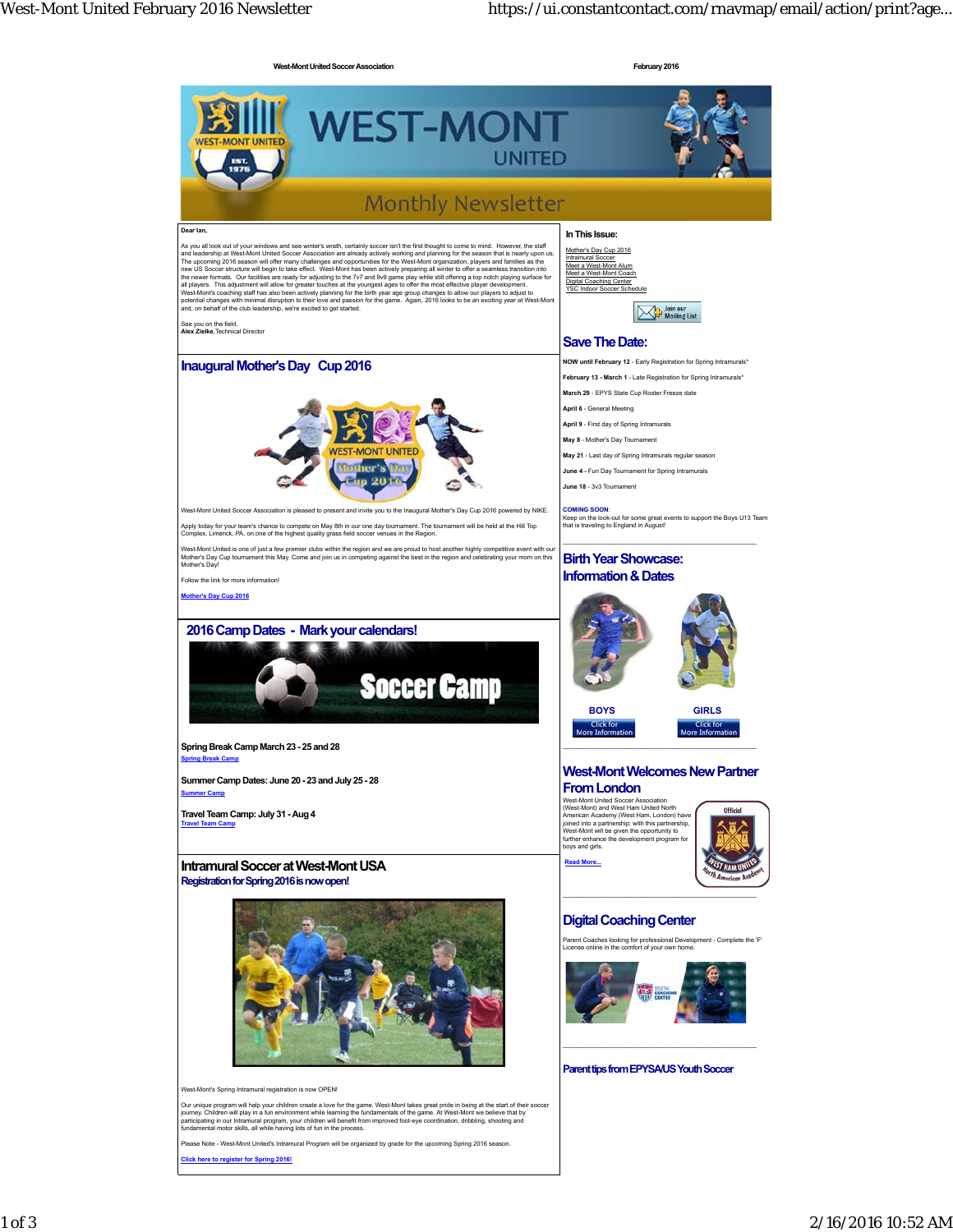West-Mont United Soccer Association

February 2016

# WEST-MONT UNITED

## Monthly Newsletter

**Dear Ian,**

As you all look out of your windows and see winter's wrath, certainly soccer isn't the first thought to come to mind. However, the staff and leadership at West-Mont United Soccer Association are already actively working and planning for the season that is nearly upon us. The upcoming 2016 season will offer many challenges and opportunities for the West-Mont organization, players and families as the new US Soccer structure will begin to take effect. West-Mont has been actively preparing all winter to offer a seamless transition into the newer formats. Our facilities are ready for adjusting to the 7v7 and 9v9 game play while still offering a top notch playing surface for all players. This adjustment will allow for greater touches at the youngest ages to offer the most effective player development. West-Mont's coaching staff has also been actively planning for the birth year age group changes to allow our players to adjust to potential changes with minimal disruption to their love and passion for the game. Again, 2016 looks to be an exciting year at West-Mont and, on behalf of the club leadership, we're excited to get started.

See you on the field,
**Alex Zielke**, Technical Director

## Inaugural Mother's Day Cup 2016

West-Mont United Soccer Association is pleased to present and invite you to the Inaugural Mother's Day Cup 2016 powered by NIKE.

Apply today for your team's chance to compete on May 8th in our one day tournament. The tournament will be held at the Hill Top Complex, Limerick, PA, on one of the highest quality grass field soccer venues in the Region.

West-Mont United is one of just a few premier clubs within the region and we are proud to host another highly competitive event with our Mother's Day Cup competition this May. Come and join us in competing against the best in the region and celebrating your mom on this Mother's Day!

Follow the link for more information!

**Mother's Day Cup 2016**

## 2016 Camp Dates - Mark your calendars!

**Spring Break Camp March 23 - 25 and 28**
Spring Break Camp

**Summer Camp Dates: June 20 - 23 and July 25 - 28**
Summer Camp

**Travel Team Camp: July 31 - Aug 4**
Travel Team Camp

## Intramural Soccer at West-Mont USA

### Registration for Spring 2016 is now open!

West-Mont's Spring Intramural registration is now OPEN!

Our unique program will help your children create a love for the game. West-Mont takes great pride in being at the start of their soccer journey. Children will play in a fun environment while learning the fundamentals of the game. At West-Mont we believe that by participating in our Intramural program, your children will benefit from improved foot-eye coordination, dribbling, shooting and fundamental motor skills, all while having lots of fun in the process.

Please Note - West-Mont United's Intramural Program will be organized by grade for the upcoming Spring 2016 season.

**Click here to register for Spring 2016!**

### In This Issue:

- Mother's Day Cup 2016
- Intramural Soccer
- Meet a West-Mont Alum
- Meet a West-Mont Coach
- Digital Coaching Center
- YSC Indoor Soccer Schedule

Join our Mailing List

## Save The Date:

**NOW until February 12** - Early Registration for Spring Intramurals*

**February 13 - March 1** - Late Registration for Spring Intramurals*

**March 29** - EPYS State Cup Roster Freeze date

**April 6** - General Meeting

**April 9** - First day of Spring Intramurals

**May 8** - Mother's Day Tournament

**May 21** - Last day of Spring Intramurals regular season

**June 4** - Fun Day Tournament for Spring Intramurals

**June 18** - 3v3 Tournament

**COMING SOON**:
Keep on the look-out for some great events to support the Boys U13 Team that is traveling to England in August!

## Birth Year Showcase: Information & Dates

**BOYS** — Click for More Information

**GIRLS** — Click for More Information

## West-Mont Welcomes New Partner From London

West-Mont United Soccer Association (West-Mont) and West Ham United North American Academy (West Ham, London) have joined into a partnership; with this partnership, West-Mont will be given the opportunity to further enhance the development program for boys and girls.

**Read More...**

## Digital Coaching Center

Parent Coaches looking for professional Development - Complete the 'F' License online in the comfort of your own home.

## Parent tips from EPYSA/US Youth Soccer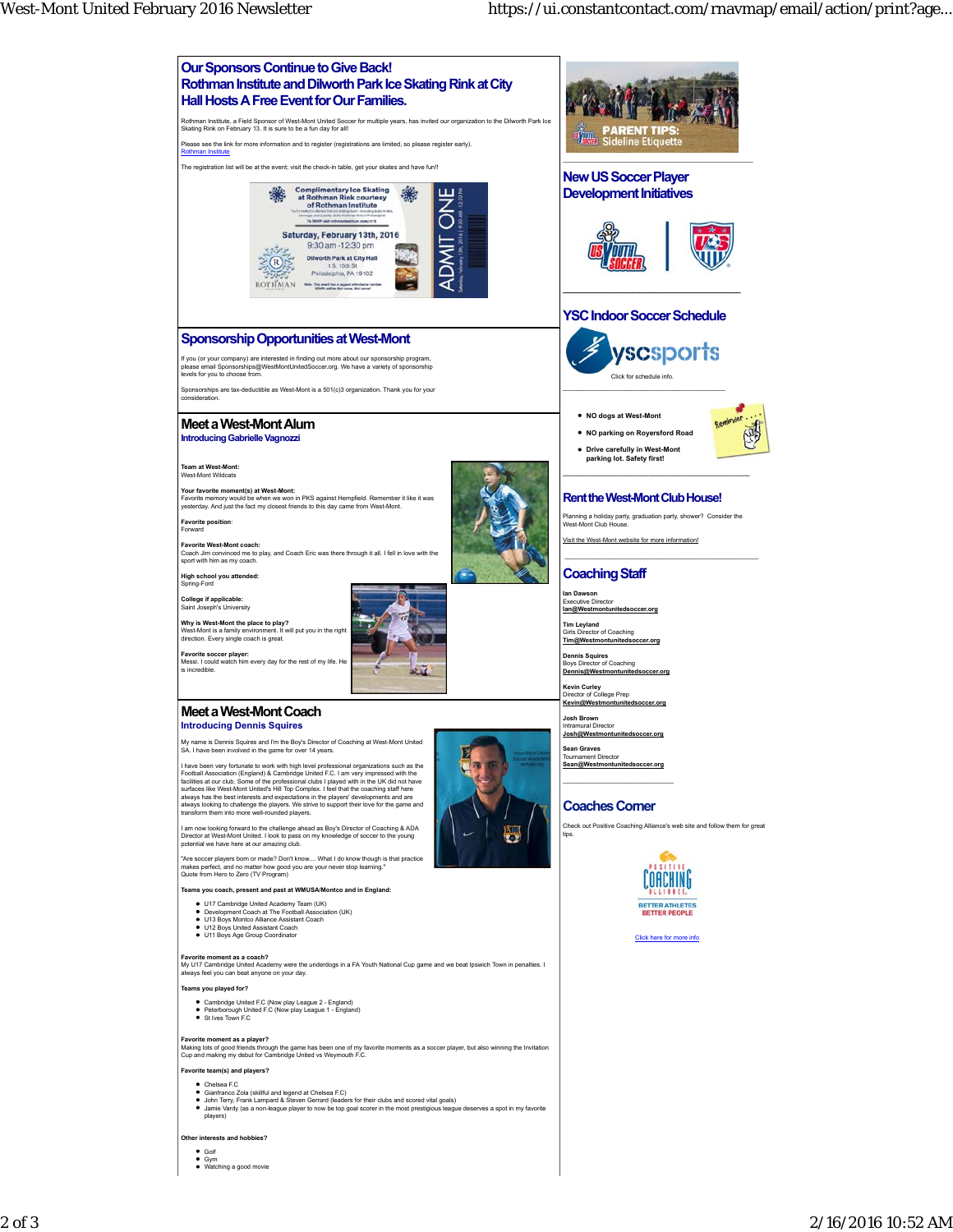## Our Sponsors Continue to Give Back! Rothman Institute and Dilworth Park Ice Skating Rink at City Hall Hosts A Free Event for Our Families.

Rothman Institute, a Field Sponsor of West-Mont United Soccer for multiple years, has invited our organization to the Dilworth Park Ice Skating Rink on February 13. It is sure to be a fun day for all!

Please see the link for more information and to register (registrations are limited, so please register early).
Rothman Institute

The registration list will be at the event; visit the check-in table, get your skates and have fun!!

Complimentary Ice Skating at Rothman Rink courtesy of Rothman Institute

Saturday, February 13th, 2016
9:30 am - 12:30 pm
Dilworth Park at City Hall
1 S. 15th St
Philadelphia, PA 19102

ADMIT ONE

## Sponsorship Opportunities at West-Mont

If you (or your company) are interested in finding out more about our sponsorship program, please email Sponsorships@WestMontUnitedSoccer.org. We have a variety of sponsorship levels for you to choose from.

Sponsorships are tax-deductible as West-Mont is a 501(c)3 organization. Thank you for your consideration.

## Meet a West-Mont Alum

### Introducing Gabrielle Vagnozzi

**Team at West-Mont:**
West-Mont Wildcats

**Your favorite moment(s) at West-Mont:**
Favorite memory would be when we won in PKS against Hempfield. Remember it like it was yesterday. And just the fact my closest friends to this day came from West-Mont.

**Favorite position:**
Forward

**Favorite West-Mont coach:**
Coach Jim convinced me to play, and Coach Eric was there through it all. I fell in love with the sport with him as my coach.

**High school you attended:**
Spring-Ford

**College if applicable:**
Saint Joseph's University

**Why is West-Mont the place to play?**
West-Mont is a family environment. It will put you in the right direction. Every single coach is great.

**Favorite soccer player:**
Messi. I could watch him every day for the rest of my life. He is incredible.

## Meet a West-Mont Coach

### Introducing Dennis Squires

My name is Dennis Squires and I'm the Boy's Director of Coaching at West-Mont United SA. I have been involved in the game for over 14 years.

I have been very fortunate to work with high level professional organizations such as the Football Association (England) & Cambridge United F.C. I am very impressed with the facilities at our club. Some of the professional clubs I played with in the UK did not have surfaces like West-Mont United's Hill Top Complex. I feel that the coaching staff here always has the best interests and expectations in the players' developments and are always looking to challenge the players. We strive to support their love for the game and transform them into more well-rounded players.

I am now looking forward to the challenge ahead as Boy's Director of Coaching & ADA Director at West-Mont United. I look to pass on my knowledge of soccer to the young potential we have here at our amazing club.

"Are soccer players born or made? Don't know.... What I do know though is that practice makes perfect, and no matter how good you are your never stop learning."
Quote from Hero to Zero (TV Program)

**Teams you coach, present and past at WMUSA/Montco and in England:**

- U17 Cambridge United Academy Team (UK)
- Development Coach at The Football Association (UK)
- U13 Boys Montco Alliance Assistant Coach
- U12 Boys United Assistant Coach
- U11 Boys Age Group Coordinator

**Favorite moment as a coach?**
My U17 Cambridge United Academy were the underdogs in a FA Youth National Cup game and we beat Ipswich Town in penalties. I always feel you can beat anyone on your day.

**Teams you played for?**

- Cambridge United F.C (Now play League 2 - England)
- Peterborough United F.C (Now play League 1 - England)
- St Ives Town F.C

**Favorite moment as a player?**
Making lots of good friends through the game has been one of my favorite moments as a soccer player, but also winning the Invitation Cup and making my debut for Cambridge United vs Weymouth F.C.

**Favorite team(s) and players?**

- Chelsea F.C
- Gianfranco Zola (skillful and legend at Chelsea F.C)
- John Terry, Frank Lampard & Steven Gerrard (leaders for their clubs and scored vital goals)
- Jamie Vardy (as a non-league player to now be top goal scorer in the most prestigious league deserves a spot in my favorite players)

**Other interests and hobbies?**

- Golf
- Gym
- Watching a good movie

PARENT TIPS: Sideline Etiquette

## New US Soccer Player Development Initiatives

## YSC Indoor Soccer Schedule

Click for schedule info.

- NO dogs at West-Mont
- NO parking on Royersford Road
- Drive carefully in West-Mont parking lot. Safety first!

## Rent the West-Mont Club House!

Planning a holiday party, graduation party, shower? Consider the West-Mont Club House.

Visit the West-Mont website for more information!

## Coaching Staff

**Ian Dawson**
Executive Director
Ian@Westmontunitedsoccer.org

**Tim Leyland**
Girls Director of Coaching
Tim@Westmontunitedsoccer.org

**Dennis Squires**
Boys Director of Coaching
Dennis@Westmontunitedsoccer.org

**Kevin Curley**
Director of College Prep
Kevin@Westmontunitedsoccer.org

**Josh Brown**
Intramural Director
Josh@Westmontunitedsoccer.org

**Sean Graves**
Tournament Director
Sean@Westmontunitedsoccer.org

## Coaches Corner

Check out Positive Coaching Alliance's web site and follow them for great tips.

POSITIVE COACHING ALLIANCE
BETTER ATHLETES BETTER PEOPLE

Click here for more info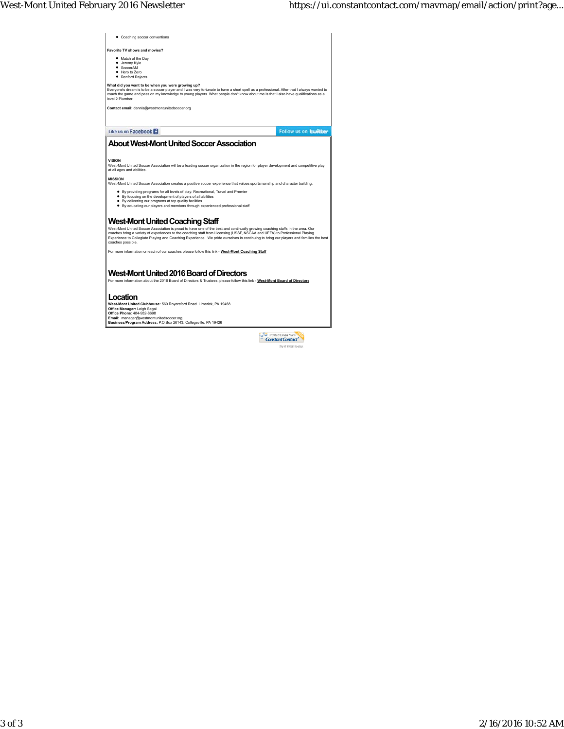- Coaching soccer conventions

**Favorite TV shows and movies?**

- Match of the Day
- Jeremy Kyle
- SoccerAM
- Hero to Zero
- Renford Rejects

**What did you want to be when you were growing up?**
Everyone's dream is to be a soccer player and I was very fortunate to have a short spell as a professional. After that I always wanted to coach the game and pass on my knowledge to young players. What people don't know about me is that I also have qualifications as a level 2 Plumber.

**Contact email:** dennis@westmontunitedsoccer.org

Like us on Facebook

Follow us on twitter

## About West-Mont United Soccer Association

**VISION**
West-Mont United Soccer Association will be a leading soccer organization in the region for player development and competitive play at all ages and abilities.

**MISSION**
West-Mont United Soccer Association creates a positive soccer experience that values sportsmanship and character building:

- By providing programs for all levels of play: Recreational, Travel and Premier
- By focusing on the development of players of all abilities
- By delivering our programs at top quality facilities
- By educating our players and members through experienced professional staff

## West-Mont United Coaching Staff

West-Mont United Soccer Association is proud to have one of the best and continually growing coaching staffs in the area. Our coaches bring a variety of experiences to the coaching staff from Licensing (USSF, NSCAA and UEFA) to Professional Playing Experience to Collegiate Playing and Coaching Experience. We pride ourselves in continuing to bring our players and families the best coaches possible.

For more information on each of our coaches please follow this link - **West-Mont Coaching Staff**

## West-Mont United 2016 Board of Directors

For more information about the 2016 Board of Directors & Trustees, please follow this link - **West-Mont Board of Directors**

## Location

**West-Mont United Clubhouse:** 560 Royersford Road Limerick, PA 19468
**Office Manager:** Leigh Segal
**Office Phone:** 484-932-8698
**Email:** manager@westmontunitedsoccer.org
**Business/Program Address:** P.O.Box 26143, Collegeville, PA 19426

Trusted Email from Constant Contact
Try it FREE today.